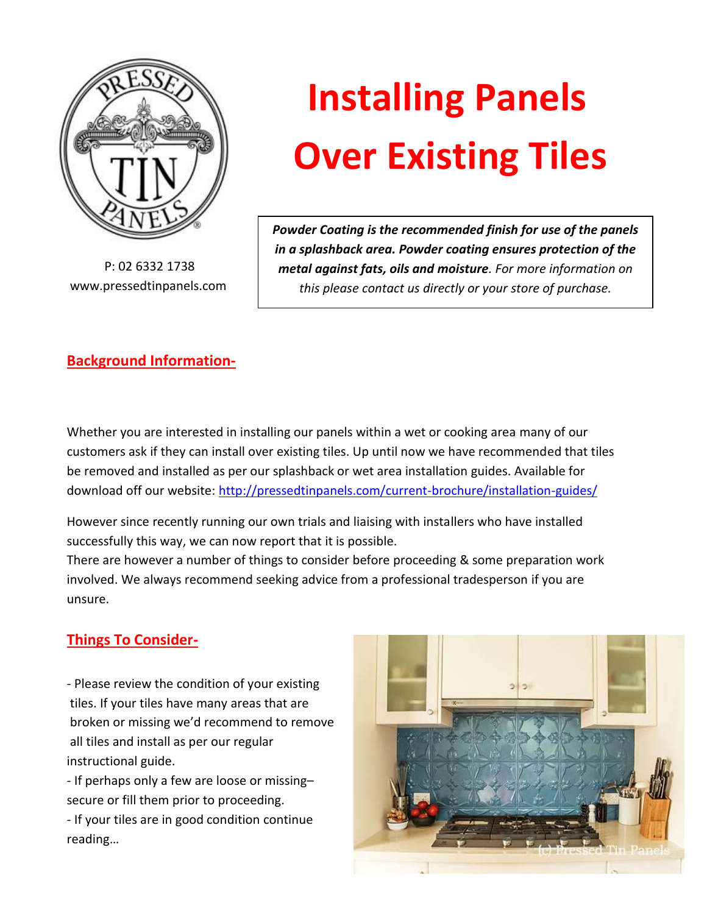# Installing Panels Over Existing Tiles

P: 02 6332 1738
www.pressedtinpanels.com

> ***Powder Coating is the recommended finish for use of the panels in a splashback area. Powder coating ensures protection of the metal against fats, oils and moisture****. For more information on this please contact us directly or your store of purchase.*

## Background Information-

Whether you are interested in installing our panels within a wet or cooking area many of our customers ask if they can install over existing tiles. Up until now we have recommended that tiles be removed and installed as per our splashback or wet area installation guides. Available for download off our website: http://pressedtinpanels.com/current-brochure/installation-guides/

However since recently running our own trials and liaising with installers who have installed successfully this way, we can now report that it is possible.
There are however a number of things to consider before proceeding & some preparation work involved. We always recommend seeking advice from a professional tradesperson if you are unsure.

## Things To Consider-

- Please review the condition of your existing tiles. If your tiles have many areas that are broken or missing we'd recommend to remove all tiles and install as per our regular instructional guide.
- If perhaps only a few are loose or missing– secure or fill them prior to proceeding.
- If your tiles are in good condition continue reading…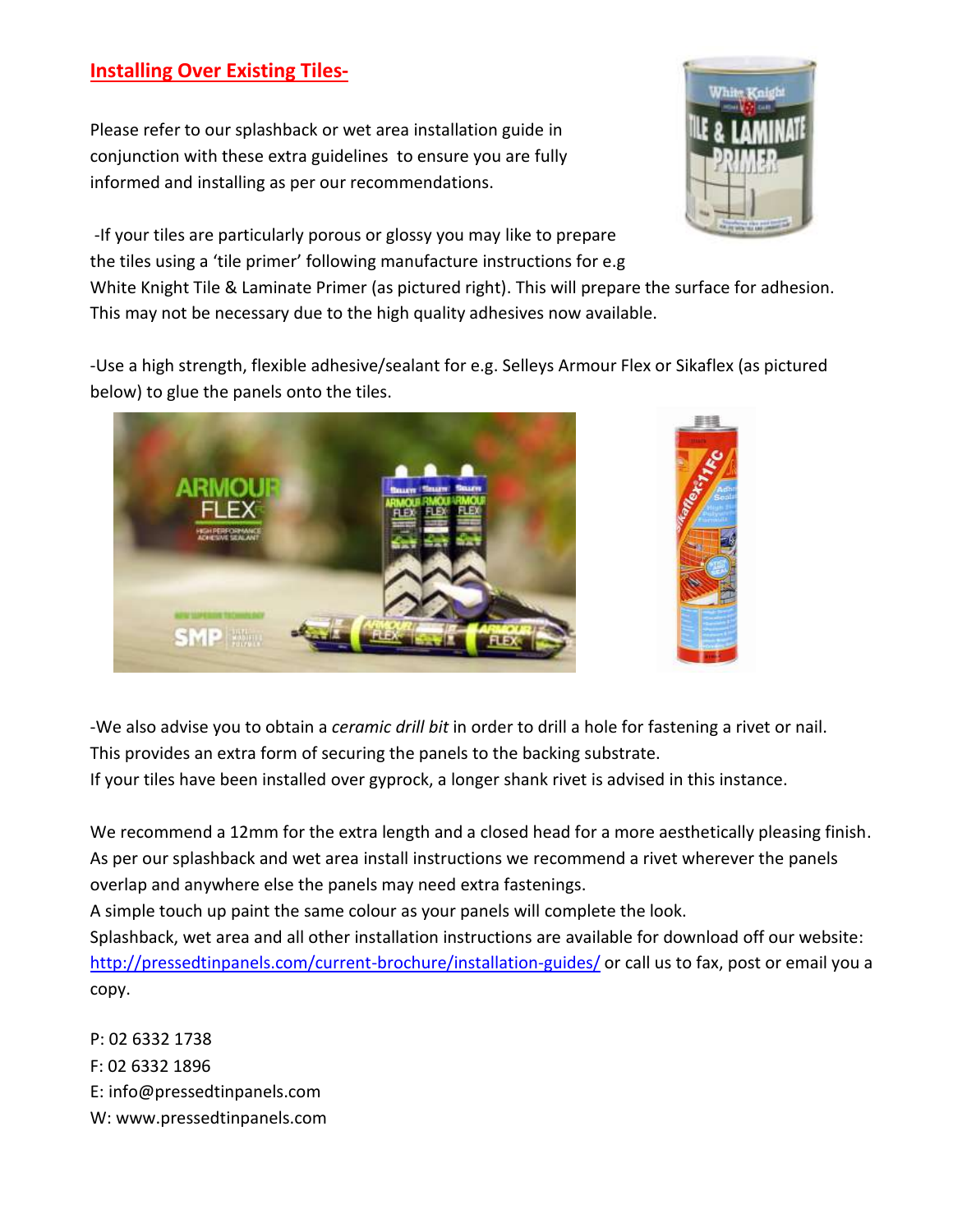## Installing Over Existing Tiles-

Please refer to our splashback or wet area installation guide in conjunction with these extra guidelines to ensure you are fully informed and installing as per our recommendations.

-If your tiles are particularly porous or glossy you may like to prepare the tiles using a 'tile primer' following manufacture instructions for e.g White Knight Tile & Laminate Primer (as pictured right). This will prepare the surface for adhesion. This may not be necessary due to the high quality adhesives now available.

-Use a high strength, flexible adhesive/sealant for e.g. Selleys Armour Flex or Sikaflex (as pictured below) to glue the panels onto the tiles.

-We also advise you to obtain a *ceramic drill bit* in order to drill a hole for fastening a rivet or nail. This provides an extra form of securing the panels to the backing substrate.
If your tiles have been installed over gyprock, a longer shank rivet is advised in this instance.

We recommend a 12mm for the extra length and a closed head for a more aesthetically pleasing finish. As per our splashback and wet area install instructions we recommend a rivet wherever the panels overlap and anywhere else the panels may need extra fastenings.
A simple touch up paint the same colour as your panels will complete the look.
Splashback, wet area and all other installation instructions are available for download off our website: http://pressedtinpanels.com/current-brochure/installation-guides/ or call us to fax, post or email you a copy.

P: 02 6332 1738
F: 02 6332 1896
E: info@pressedtinpanels.com
W: www.pressedtinpanels.com